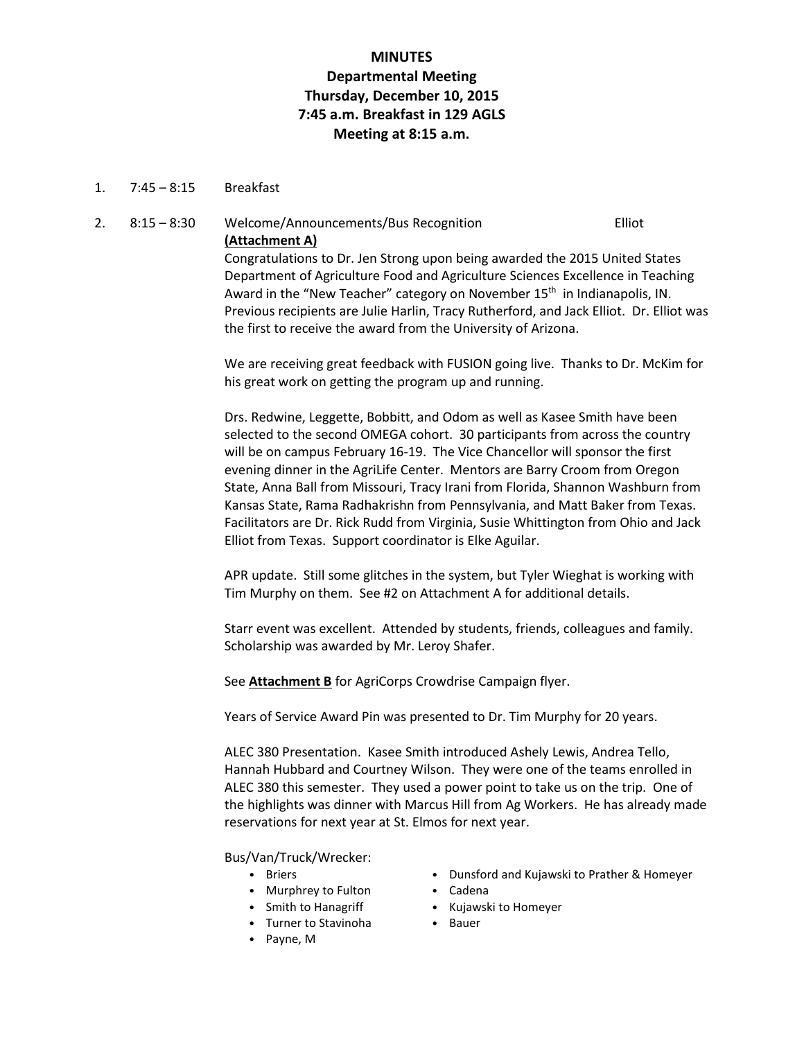# MINUTES
## Departmental Meeting
### Thursday, December 10, 2015
### 7:45 a.m. Breakfast in 129 AGLS
### Meeting at 8:15 a.m.

1. 7:45 – 8:15 Breakfast

2. 8:15 – 8:30 Welcome/Announcements/Bus Recognition — Elliot
**(Attachment A)**

Congratulations to Dr. Jen Strong upon being awarded the 2015 United States Department of Agriculture Food and Agriculture Sciences Excellence in Teaching Award in the "New Teacher" category on November 15th in Indianapolis, IN. Previous recipients are Julie Harlin, Tracy Rutherford, and Jack Elliot. Dr. Elliot was the first to receive the award from the University of Arizona.

We are receiving great feedback with FUSION going live. Thanks to Dr. McKim for his great work on getting the program up and running.

Drs. Redwine, Leggette, Bobbitt, and Odom as well as Kasee Smith have been selected to the second OMEGA cohort. 30 participants from across the country will be on campus February 16-19. The Vice Chancellor will sponsor the first evening dinner in the AgriLife Center. Mentors are Barry Croom from Oregon State, Anna Ball from Missouri, Tracy Irani from Florida, Shannon Washburn from Kansas State, Rama Radhakrishn from Pennsylvania, and Matt Baker from Texas. Facilitators are Dr. Rick Rudd from Virginia, Susie Whittington from Ohio and Jack Elliot from Texas. Support coordinator is Elke Aguilar.

APR update. Still some glitches in the system, but Tyler Wieghat is working with Tim Murphy on them. See #2 on Attachment A for additional details.

Starr event was excellent. Attended by students, friends, colleagues and family. Scholarship was awarded by Mr. Leroy Shafer.

See **Attachment B** for AgriCorps Crowdrise Campaign flyer.

Years of Service Award Pin was presented to Dr. Tim Murphy for 20 years.

ALEC 380 Presentation. Kasee Smith introduced Ashely Lewis, Andrea Tello, Hannah Hubbard and Courtney Wilson. They were one of the teams enrolled in ALEC 380 this semester. They used a power point to take us on the trip. One of the highlights was dinner with Marcus Hill from Ag Workers. He has already made reservations for next year at St. Elmos for next year.

Bus/Van/Truck/Wrecker:

- Briers
- Murphrey to Fulton
- Smith to Hanagriff
- Turner to Stavinoha
- Payne, M
- Dunsford and Kujawski to Prather & Homeyer
- Cadena
- Kujawski to Homeyer
- Bauer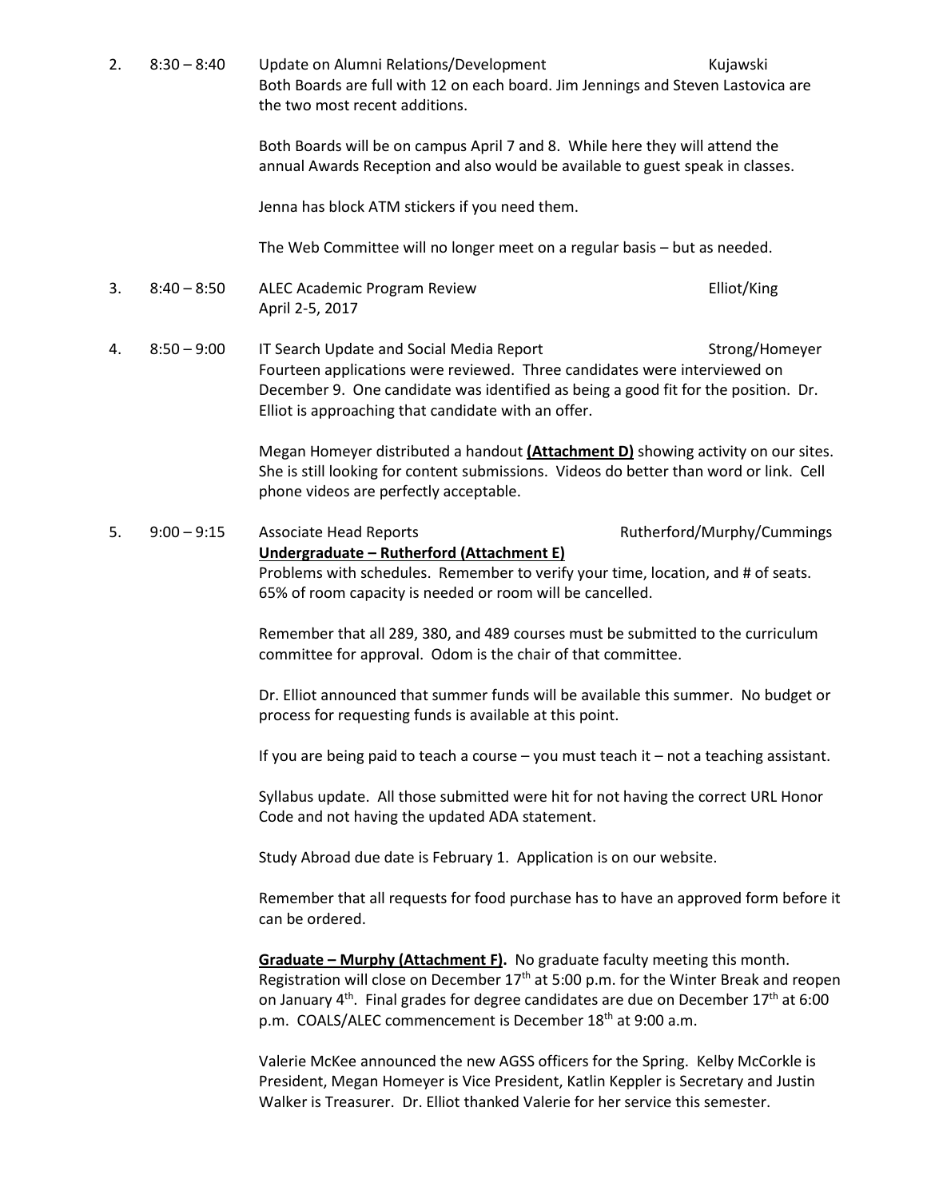2. 8:30 – 8:40 Update on Alumni Relations/Development — Kujawski

Both Boards are full with 12 on each board. Jim Jennings and Steven Lastovica are the two most recent additions.

Both Boards will be on campus April 7 and 8. While here they will attend the annual Awards Reception and also would be available to guest speak in classes.

Jenna has block ATM stickers if you need them.

The Web Committee will no longer meet on a regular basis – but as needed.

3. 8:40 – 8:50 ALEC Academic Program Review — Elliot/King

April 2-5, 2017

4. 8:50 – 9:00 IT Search Update and Social Media Report — Strong/Homeyer

Fourteen applications were reviewed. Three candidates were interviewed on December 9. One candidate was identified as being a good fit for the position. Dr. Elliot is approaching that candidate with an offer.

Megan Homeyer distributed a handout **(Attachment D)** showing activity on our sites. She is still looking for content submissions. Videos do better than word or link. Cell phone videos are perfectly acceptable.

5. 9:00 – 9:15 Associate Head Reports — Rutherford/Murphy/Cummings

**Undergraduate – Rutherford (Attachment E)**

Problems with schedules. Remember to verify your time, location, and # of seats. 65% of room capacity is needed or room will be cancelled.

Remember that all 289, 380, and 489 courses must be submitted to the curriculum committee for approval. Odom is the chair of that committee.

Dr. Elliot announced that summer funds will be available this summer. No budget or process for requesting funds is available at this point.

If you are being paid to teach a course – you must teach it – not a teaching assistant.

Syllabus update. All those submitted were hit for not having the correct URL Honor Code and not having the updated ADA statement.

Study Abroad due date is February 1. Application is on our website.

Remember that all requests for food purchase has to have an approved form before it can be ordered.

**Graduate – Murphy (Attachment F).** No graduate faculty meeting this month. Registration will close on December 17th at 5:00 p.m. for the Winter Break and reopen on January 4th. Final grades for degree candidates are due on December 17th at 6:00 p.m. COALS/ALEC commencement is December 18th at 9:00 a.m.

Valerie McKee announced the new AGSS officers for the Spring. Kelby McCorkle is President, Megan Homeyer is Vice President, Katlin Keppler is Secretary and Justin Walker is Treasurer. Dr. Elliot thanked Valerie for her service this semester.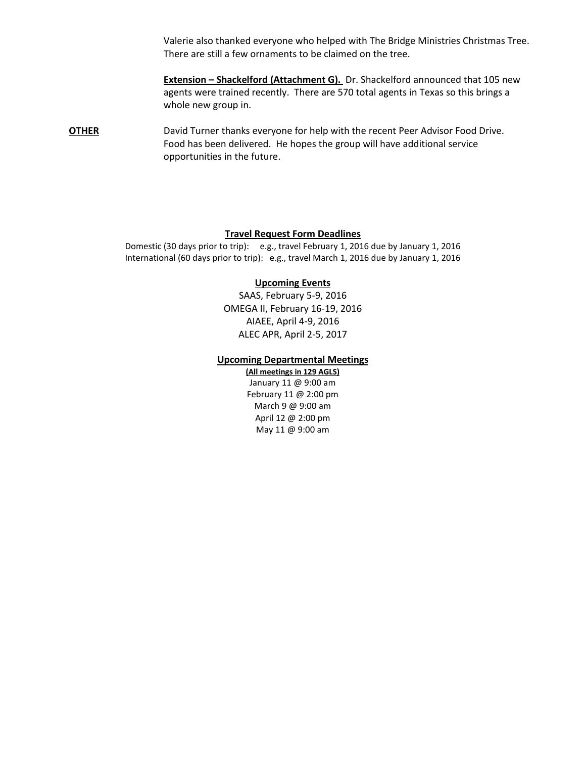Valerie also thanked everyone who helped with The Bridge Ministries Christmas Tree. There are still a few ornaments to be claimed on the tree.

**Extension – Shackelford (Attachment G).** Dr. Shackelford announced that 105 new agents were trained recently. There are 570 total agents in Texas so this brings a whole new group in.

**OTHER** David Turner thanks everyone for help with the recent Peer Advisor Food Drive. Food has been delivered. He hopes the group will have additional service opportunities in the future.

**Travel Request Form Deadlines**

Domestic (30 days prior to trip): e.g., travel February 1, 2016 due by January 1, 2016
International (60 days prior to trip): e.g., travel March 1, 2016 due by January 1, 2016

**Upcoming Events**

SAAS, February 5-9, 2016
OMEGA II, February 16-19, 2016
AIAEE, April 4-9, 2016
ALEC APR, April 2-5, 2017

**Upcoming Departmental Meetings**

**(All meetings in 129 AGLS)**

January 11 @ 9:00 am
February 11 @ 2:00 pm
March 9 @ 9:00 am
April 12 @ 2:00 pm
May 11 @ 9:00 am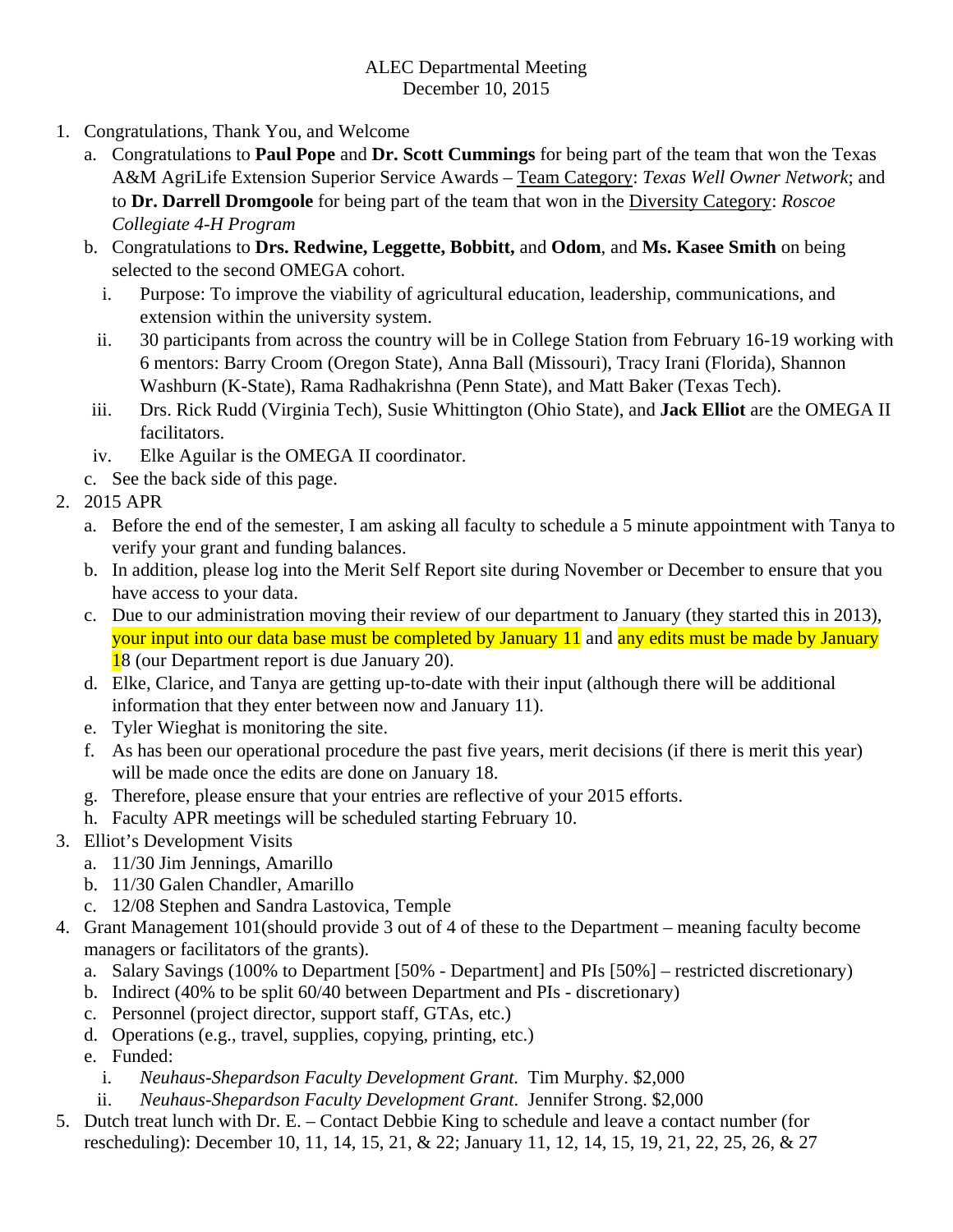ALEC Departmental Meeting
December 10, 2015

1. Congratulations, Thank You, and Welcome
   a. Congratulations to **Paul Pope** and **Dr. Scott Cummings** for being part of the team that won the Texas A&M AgriLife Extension Superior Service Awards – Team Category: *Texas Well Owner Network*; and to **Dr. Darrell Dromgoole** for being part of the team that won in the Diversity Category: *Roscoe Collegiate 4-H Program*
   b. Congratulations to **Drs. Redwine, Leggette, Bobbitt,** and **Odom**, and **Ms. Kasee Smith** on being selected to the second OMEGA cohort.
      i. Purpose: To improve the viability of agricultural education, leadership, communications, and extension within the university system.
      ii. 30 participants from across the country will be in College Station from February 16-19 working with 6 mentors: Barry Croom (Oregon State), Anna Ball (Missouri), Tracy Irani (Florida), Shannon Washburn (K-State), Rama Radhakrishna (Penn State), and Matt Baker (Texas Tech).
      iii. Drs. Rick Rudd (Virginia Tech), Susie Whittington (Ohio State), and **Jack Elliot** are the OMEGA II facilitators.
      iv. Elke Aguilar is the OMEGA II coordinator.
   c. See the back side of this page.
2. 2015 APR
   a. Before the end of the semester, I am asking all faculty to schedule a 5 minute appointment with Tanya to verify your grant and funding balances.
   b. In addition, please log into the Merit Self Report site during November or December to ensure that you have access to your data.
   c. Due to our administration moving their review of our department to January (they started this in 2013), your input into our data base must be completed by January 11 and any edits must be made by January 18 (our Department report is due January 20).
   d. Elke, Clarice, and Tanya are getting up-to-date with their input (although there will be additional information that they enter between now and January 11).
   e. Tyler Wieghat is monitoring the site.
   f. As has been our operational procedure the past five years, merit decisions (if there is merit this year) will be made once the edits are done on January 18.
   g. Therefore, please ensure that your entries are reflective of your 2015 efforts.
   h. Faculty APR meetings will be scheduled starting February 10.
3. Elliot's Development Visits
   a. 11/30 Jim Jennings, Amarillo
   b. 11/30 Galen Chandler, Amarillo
   c. 12/08 Stephen and Sandra Lastovica, Temple
4. Grant Management 101(should provide 3 out of 4 of these to the Department – meaning faculty become managers or facilitators of the grants).
   a. Salary Savings (100% to Department [50% - Department] and PIs [50%] – restricted discretionary)
   b. Indirect (40% to be split 60/40 between Department and PIs - discretionary)
   c. Personnel (project director, support staff, GTAs, etc.)
   d. Operations (e.g., travel, supplies, copying, printing, etc.)
   e. Funded:
      i. *Neuhaus-Shepardson Faculty Development Grant.* Tim Murphy. $2,000
      ii. *Neuhaus-Shepardson Faculty Development Grant*. Jennifer Strong. $2,000
5. Dutch treat lunch with Dr. E. – Contact Debbie King to schedule and leave a contact number (for rescheduling): December 10, 11, 14, 15, 21, & 22; January 11, 12, 14, 15, 19, 21, 22, 25, 26, & 27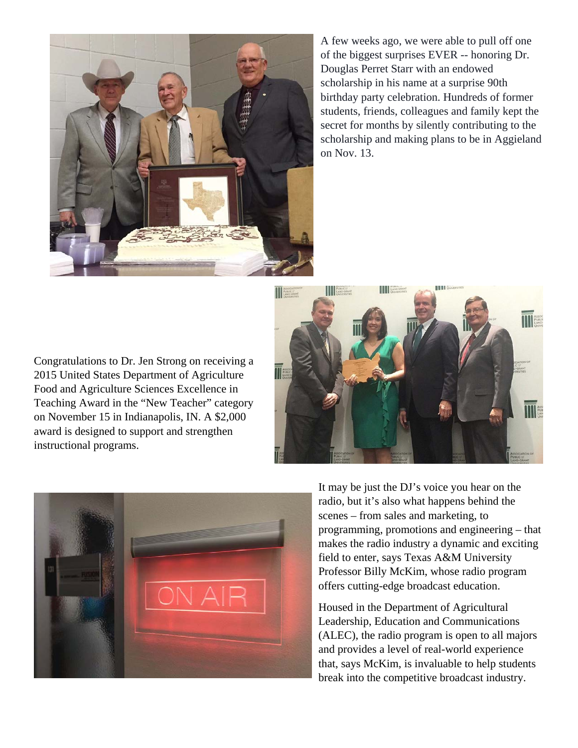A few weeks ago, we were able to pull off one of the biggest surprises EVER -- honoring Dr. Douglas Perret Starr with an endowed scholarship in his name at a surprise 90th birthday party celebration. Hundreds of former students, friends, colleagues and family kept the secret for months by silently contributing to the scholarship and making plans to be in Aggieland on Nov. 13.

Congratulations to Dr. Jen Strong on receiving a 2015 United States Department of Agriculture Food and Agriculture Sciences Excellence in Teaching Award in the "New Teacher" category on November 15 in Indianapolis, IN. A $2,000 award is designed to support and strengthen instructional programs.

It may be just the DJ's voice you hear on the radio, but it's also what happens behind the scenes – from sales and marketing, to programming, promotions and engineering – that makes the radio industry a dynamic and exciting field to enter, says Texas A&M University Professor Billy McKim, whose radio program offers cutting-edge broadcast education.

Housed in the Department of Agricultural Leadership, Education and Communications (ALEC), the radio program is open to all majors and provides a level of real-world experience that, says McKim, is invaluable to help students break into the competitive broadcast industry.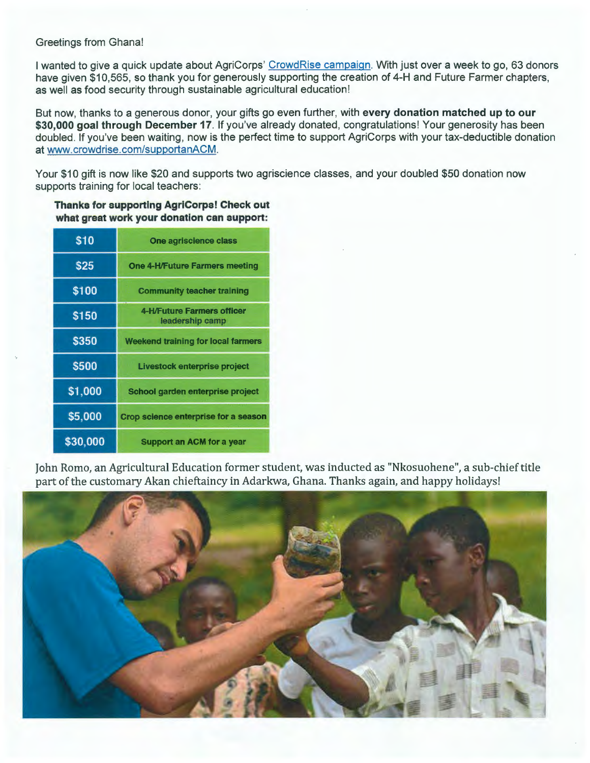Greetings from Ghana!

I wanted to give a quick update about AgriCorps' CrowdRise campaign. With just over a week to go, 63 donors have given $10,565, so thank you for generously supporting the creation of 4-H and Future Farmer chapters, as well as food security through sustainable agricultural education!

But now, thanks to a generous donor, your gifts go even further, with **every donation matched up to our $30,000 goal through December 17**. If you've already donated, congratulations! Your generosity has been doubled. If you've been waiting, now is the perfect time to support AgriCorps with your tax-deductible donation at www.crowdrise.com/supportanACM.

Your $10 gift is now like $20 and supports two agriscience classes, and your doubled $50 donation now supports training for local teachers:

**Thanks for supporting AgriCorps! Check out what great work your donation can support:**

| Amount | Support |
|---|---|
| $10 | One agriscience class |
| $25 | One 4-H/Future Farmers meeting |
| $100 | Community teacher training |
| $150 | 4-H/Future Farmers officer leadership camp |
| $350 | Weekend training for local farmers |
| $500 | Livestock enterprise project |
| $1,000 | School garden enterprise project |
| $5,000 | Crop science enterprise for a season |
| $30,000 | Support an ACM for a year |

John Romo, an Agricultural Education former student, was inducted as "Nkosuohene", a sub-chief title part of the customary Akan chieftaincy in Adarkwa, Ghana. Thanks again, and happy holidays!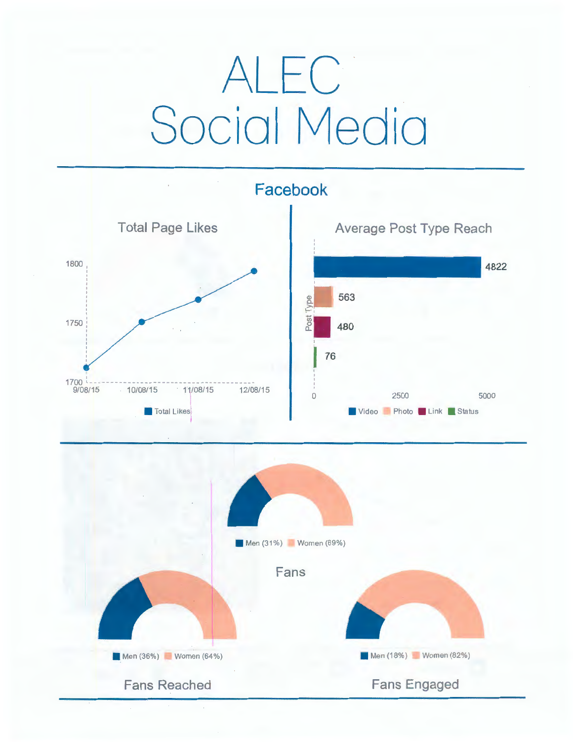# ALEC Social Media

## Facebook

### Total Page Likes

1800

1750

1700

9/08/15 10/08/15 11/08/15 12/08/15

Total Likes

### Average Post Type Reach

Post Type

4822

563

480

76

0 2500 5000

Video Photo Link Status

Men (31%) Women (69%)

Fans

Men (36%) Women (64%)

Fans Reached

Men (18%) Women (82%)

Fans Engaged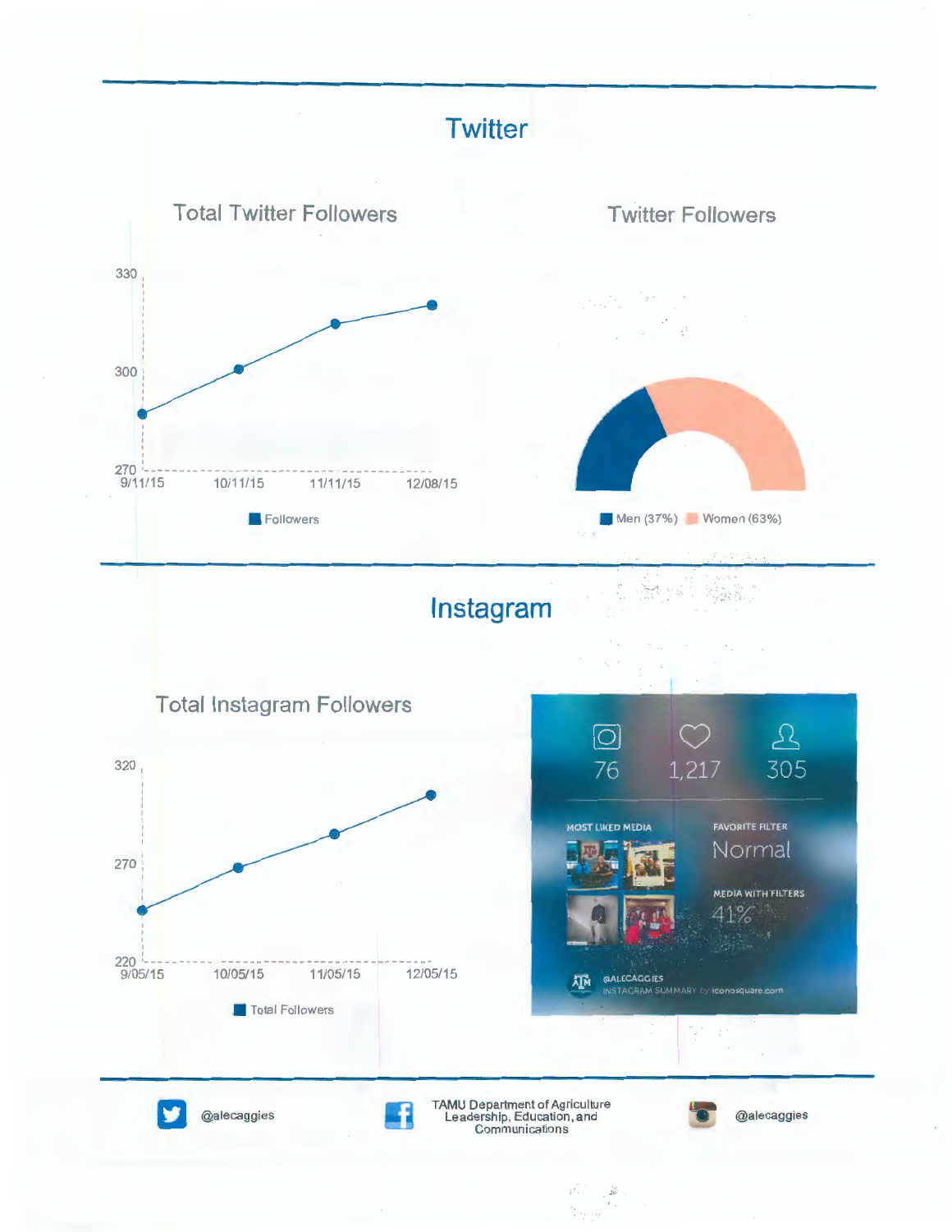# Twitter

## Total Twitter Followers

330

300

270

9/11/15 10/11/15 11/11/15 12/08/15

Followers

## Twitter Followers

Men (37%) Women (63%)

# Instagram

## Total Instagram Followers

320

270

220

9/05/15 10/05/15 11/05/15 12/05/15

Total Followers

76 1,217 305

MOST LIKED MEDIA

FAVORITE FILTER

Normal

MEDIA WITH FILTERS

41%

@ALECAGGIES

INSTAGRAM SUMMARY by iconosquare.com

@alecaggies

TAMU Department of Agriculture Leadership, Education, and Communications

@alecaggies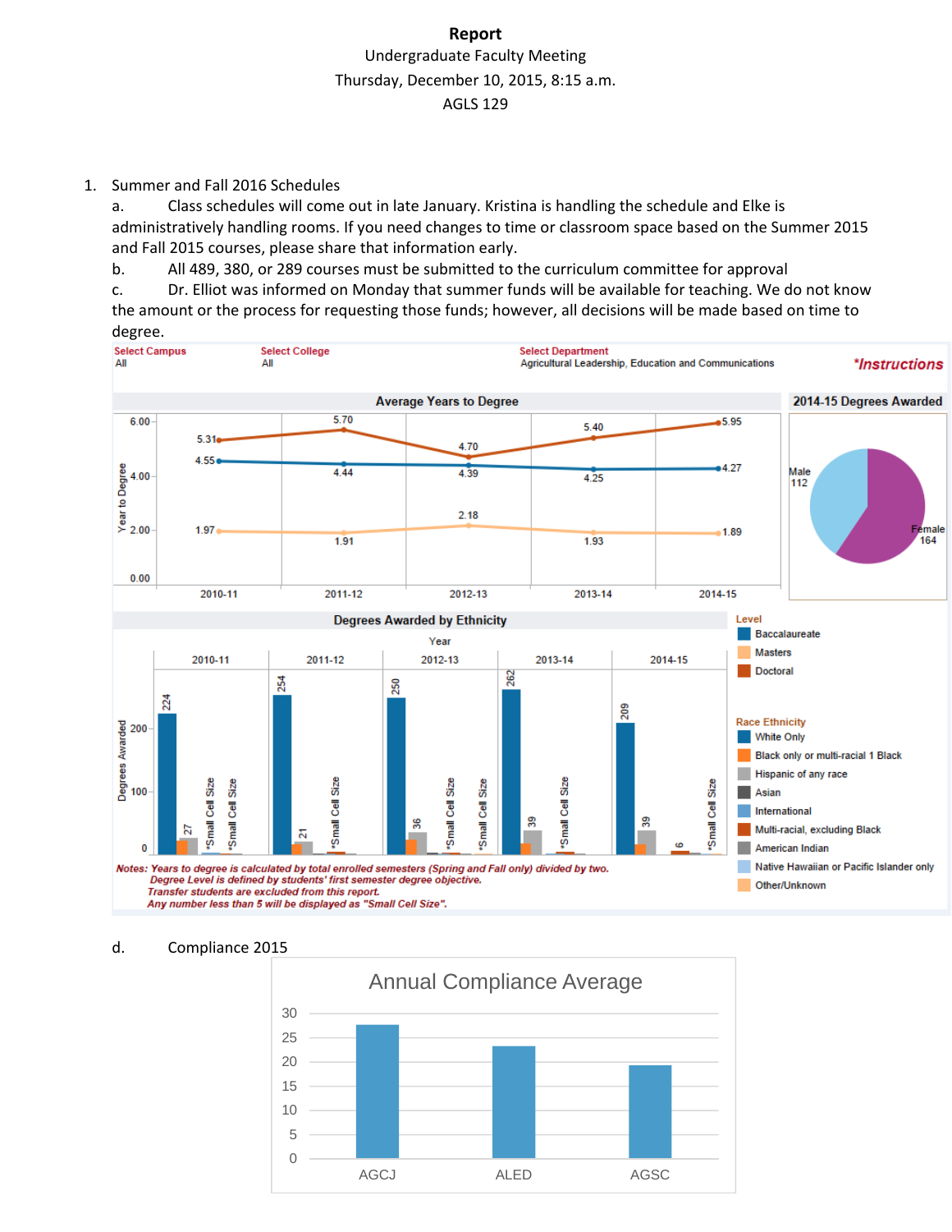**Report**

Undergraduate Faculty Meeting

Thursday, December 10, 2015, 8:15 a.m.

AGLS 129

1. Summer and Fall 2016 Schedules
   a. Class schedules will come out in late January. Kristina is handling the schedule and Elke is administratively handling rooms. If you need changes to time or classroom space based on the Summer 2015 and Fall 2015 courses, please share that information early.
   b. All 489, 380, or 289 courses must be submitted to the curriculum committee for approval
   c. Dr. Elliot was informed on Monday that summer funds will be available for teaching. We do not know the amount or the process for requesting those funds; however, all decisions will be made based on time to degree.

Select Campus: All | Select College: All | Select Department: Agricultural Leadership, Education and Communications | *Instructions

**Average Years to Degree**

| Level | 2010-11 | 2011-12 | 2012-13 | 2013-14 | 2014-15 |
|---|---|---|---|---|---|
| Doctoral | 5.31 | 5.70 | 4.70 | 5.40 | 5.95 |
| Baccalaureate | 4.55 | 4.44 | 4.39 | 4.25 | 4.27 |
| Masters | 1.97 | 1.91 | 2.18 | 1.93 | 1.89 |

**2014-15 Degrees Awarded**

Male 112, Female 164

**Degrees Awarded by Ethnicity**

| Year | White Only | Black only or multi-racial 1 Black | Hispanic of any race | Other |
|---|---|---|---|---|
| 2010-11 | 224 | | 27 | *Small Cell Size, *Small Cell Size |
| 2011-12 | 254 | | 21 | *Small Cell Size |
| 2012-13 | 250 | | 36 | *Small Cell Size, *Small Cell Size |
| 2013-14 | 262 | | 39 | *Small Cell Size |
| 2014-15 | 209 | | 39 | 6, *Small Cell Size |

Level: Baccalaureate, Masters, Doctoral

Race Ethnicity: White Only; Black only or multi-racial 1 Black; Hispanic of any race; Asian; International; Multi-racial, excluding Black; American Indian; Native Hawaiian or Pacific Islander only; Other/Unknown

*Notes: Years to degree is calculated by total enrolled semesters (Spring and Fall only) divided by two.*
*Degree Level is defined by students' first semester degree objective.*
*Transfer students are excluded from this report.*
*Any number less than 5 will be displayed as "Small Cell Size".*

d. Compliance 2015

**Annual Compliance Average**

| AGCJ | ALED | AGSC |
|---|---|---|
| ~27.5 | ~23.5 | ~19.5 |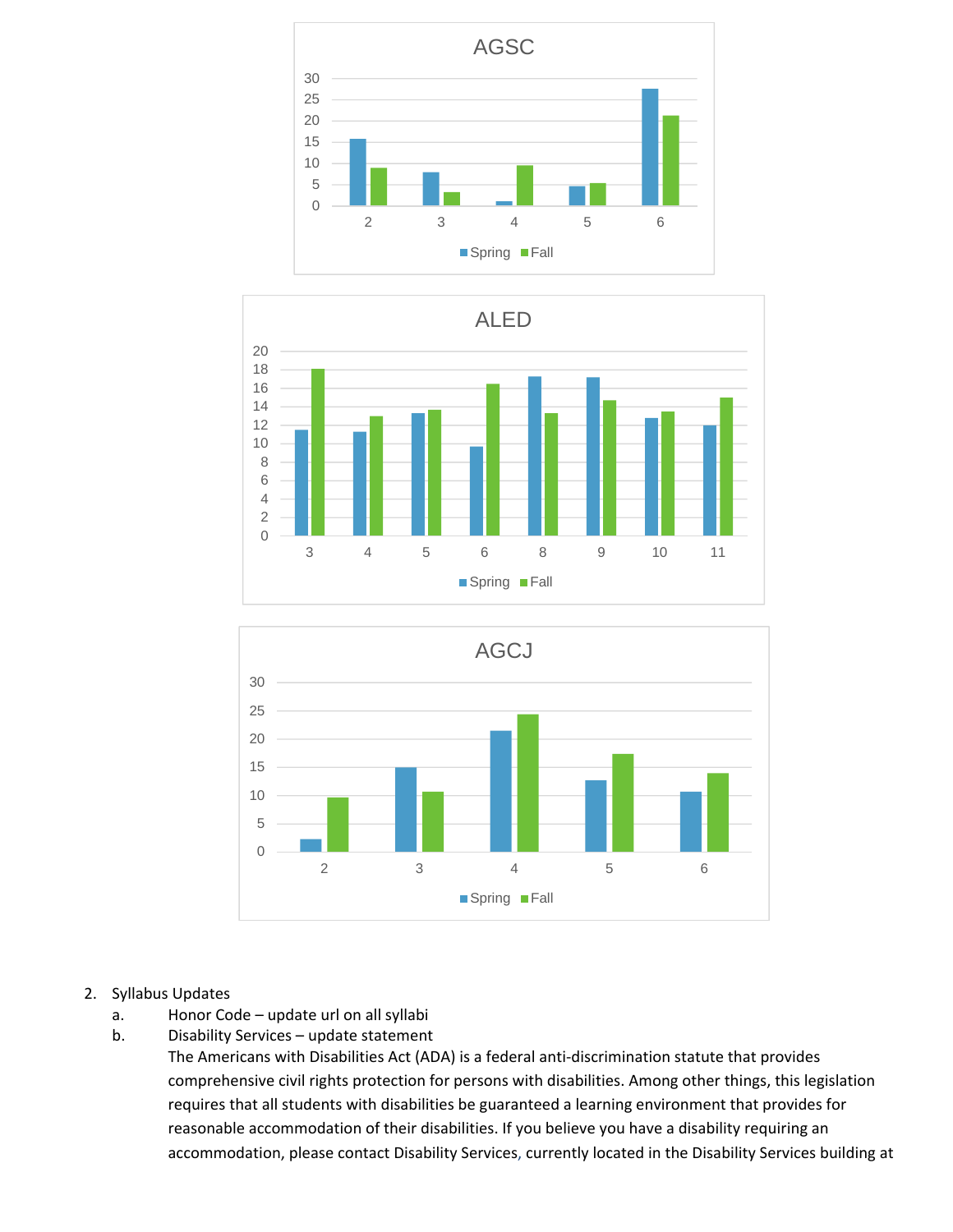AGSC

30
25
20
15
10
5
0

2 3 4 5 6

Spring Fall

ALED

20
18
16
14
12
10
8
6
4
2
0

3 4 5 6 8 9 10 11

Spring Fall

AGCJ

30
25
20
15
10
5
0

2 3 4 5 6

Spring Fall

2. Syllabus Updates
   a. Honor Code – update url on all syllabi
   b. Disability Services – update statement

      The Americans with Disabilities Act (ADA) is a federal anti-discrimination statute that provides comprehensive civil rights protection for persons with disabilities. Among other things, this legislation requires that all students with disabilities be guaranteed a learning environment that provides for reasonable accommodation of their disabilities. If you believe you have a disability requiring an accommodation, please contact Disability Services, currently located in the Disability Services building at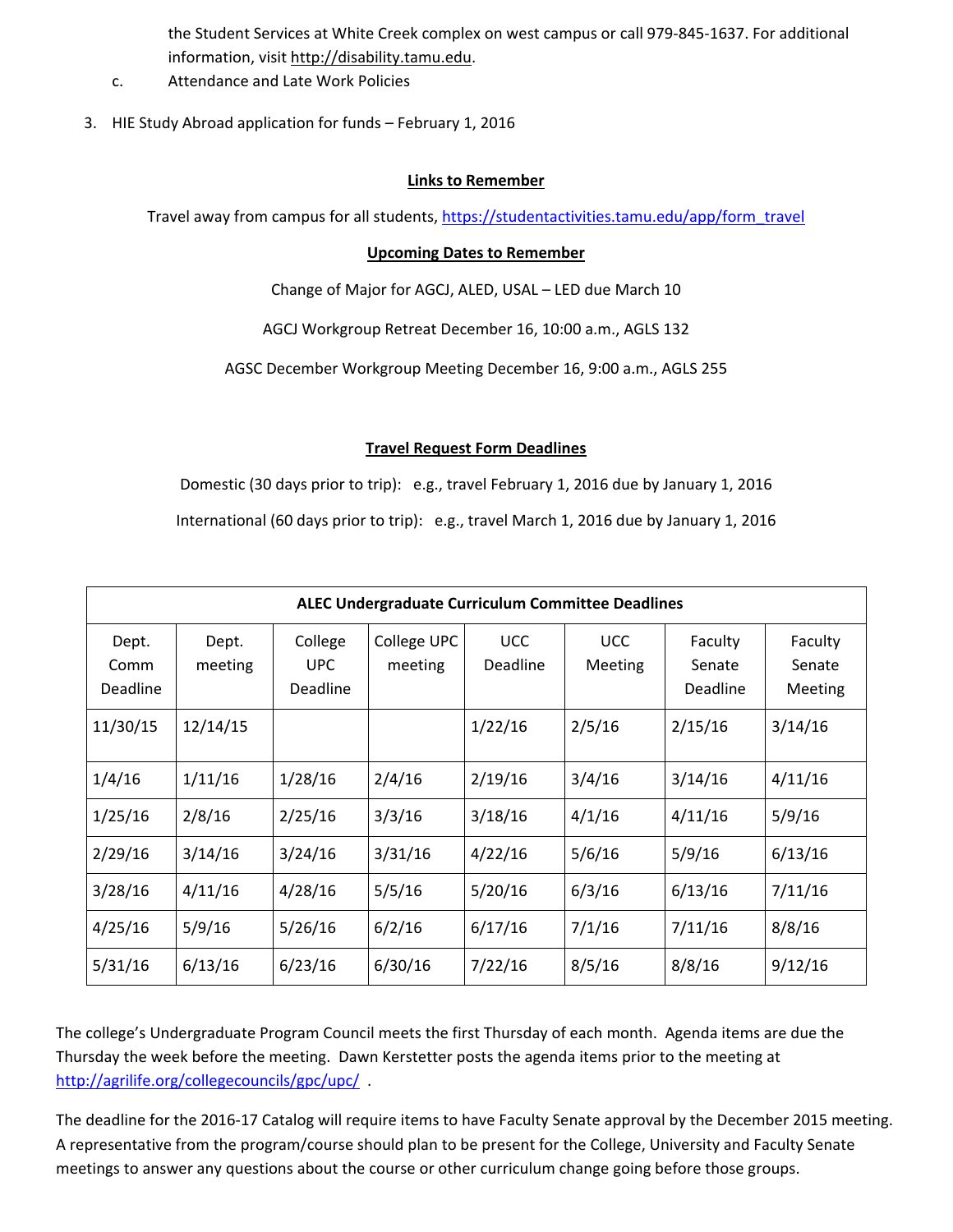the Student Services at White Creek complex on west campus or call 979-845-1637. For additional information, visit http://disability.tamu.edu.

c. Attendance and Late Work Policies

3. HIE Study Abroad application for funds – February 1, 2016

**Links to Remember**

Travel away from campus for all students, https://studentactivities.tamu.edu/app/form_travel

**Upcoming Dates to Remember**

Change of Major for AGCJ, ALED, USAL – LED due March 10

AGCJ Workgroup Retreat December 16, 10:00 a.m., AGLS 132

AGSC December Workgroup Meeting December 16, 9:00 a.m., AGLS 255

**Travel Request Form Deadlines**

Domestic (30 days prior to trip): e.g., travel February 1, 2016 due by January 1, 2016

International (60 days prior to trip): e.g., travel March 1, 2016 due by January 1, 2016

| ALEC Undergraduate Curriculum Committee Deadlines | | | | | | | |
|---|---|---|---|---|---|---|---|
| Dept. Comm Deadline | Dept. meeting | College UPC Deadline | College UPC meeting | UCC Deadline | UCC Meeting | Faculty Senate Deadline | Faculty Senate Meeting |
| 11/30/15 | 12/14/15 | | | 1/22/16 | 2/5/16 | 2/15/16 | 3/14/16 |
| 1/4/16 | 1/11/16 | 1/28/16 | 2/4/16 | 2/19/16 | 3/4/16 | 3/14/16 | 4/11/16 |
| 1/25/16 | 2/8/16 | 2/25/16 | 3/3/16 | 3/18/16 | 4/1/16 | 4/11/16 | 5/9/16 |
| 2/29/16 | 3/14/16 | 3/24/16 | 3/31/16 | 4/22/16 | 5/6/16 | 5/9/16 | 6/13/16 |
| 3/28/16 | 4/11/16 | 4/28/16 | 5/5/16 | 5/20/16 | 6/3/16 | 6/13/16 | 7/11/16 |
| 4/25/16 | 5/9/16 | 5/26/16 | 6/2/16 | 6/17/16 | 7/1/16 | 7/11/16 | 8/8/16 |
| 5/31/16 | 6/13/16 | 6/23/16 | 6/30/16 | 7/22/16 | 8/5/16 | 8/8/16 | 9/12/16 |

The college's Undergraduate Program Council meets the first Thursday of each month. Agenda items are due the Thursday the week before the meeting. Dawn Kerstetter posts the agenda items prior to the meeting at http://agrilife.org/collegecouncils/gpc/upc/ .

The deadline for the 2016-17 Catalog will require items to have Faculty Senate approval by the December 2015 meeting. A representative from the program/course should plan to be present for the College, University and Faculty Senate meetings to answer any questions about the course or other curriculum change going before those groups.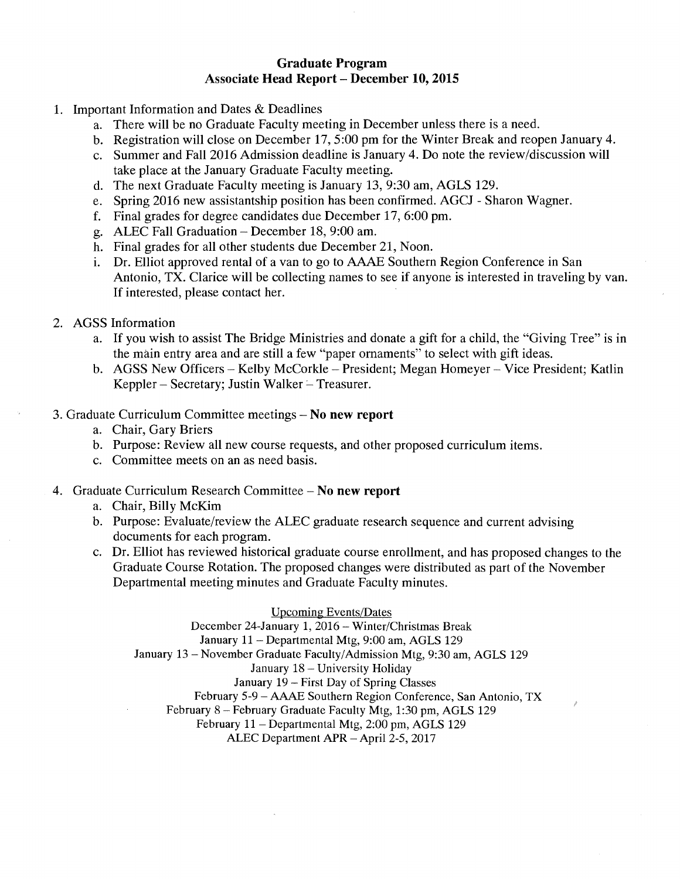# Graduate Program
## Associate Head Report – December 10, 2015

1. Important Information and Dates & Deadlines
   a. There will be no Graduate Faculty meeting in December unless there is a need.
   b. Registration will close on December 17, 5:00 pm for the Winter Break and reopen January 4.
   c. Summer and Fall 2016 Admission deadline is January 4. Do note the review/discussion will take place at the January Graduate Faculty meeting.
   d. The next Graduate Faculty meeting is January 13, 9:30 am, AGLS 129.
   e. Spring 2016 new assistantship position has been confirmed. AGCJ - Sharon Wagner.
   f. Final grades for degree candidates due December 17, 6:00 pm.
   g. ALEC Fall Graduation – December 18, 9:00 am.
   h. Final grades for all other students due December 21, Noon.
   i. Dr. Elliot approved rental of a van to go to AAAE Southern Region Conference in San Antonio, TX. Clarice will be collecting names to see if anyone is interested in traveling by van. If interested, please contact her.

2. AGSS Information
   a. If you wish to assist The Bridge Ministries and donate a gift for a child, the "Giving Tree" is in the main entry area and are still a few "paper ornaments" to select with gift ideas.
   b. AGSS New Officers – Kelby McCorkle – President; Megan Homeyer – Vice President; Katlin Keppler – Secretary; Justin Walker – Treasurer.

3. Graduate Curriculum Committee meetings – **No new report**
   a. Chair, Gary Briers
   b. Purpose: Review all new course requests, and other proposed curriculum items.
   c. Committee meets on an as need basis.

4. Graduate Curriculum Research Committee – **No new report**
   a. Chair, Billy McKim
   b. Purpose: Evaluate/review the ALEC graduate research sequence and current advising documents for each program.
   c. Dr. Elliot has reviewed historical graduate course enrollment, and has proposed changes to the Graduate Course Rotation. The proposed changes were distributed as part of the November Departmental meeting minutes and Graduate Faculty minutes.

Upcoming Events/Dates

December 24-January 1, 2016 – Winter/Christmas Break
January 11 – Departmental Mtg, 9:00 am, AGLS 129
January 13 – November Graduate Faculty/Admission Mtg, 9:30 am, AGLS 129
January 18 – University Holiday
January 19 – First Day of Spring Classes
February 5-9 – AAAE Southern Region Conference, San Antonio, TX
February 8 – February Graduate Faculty Mtg, 1:30 pm, AGLS 129
February 11 – Departmental Mtg, 2:00 pm, AGLS 129
ALEC Department APR – April 2-5, 2017